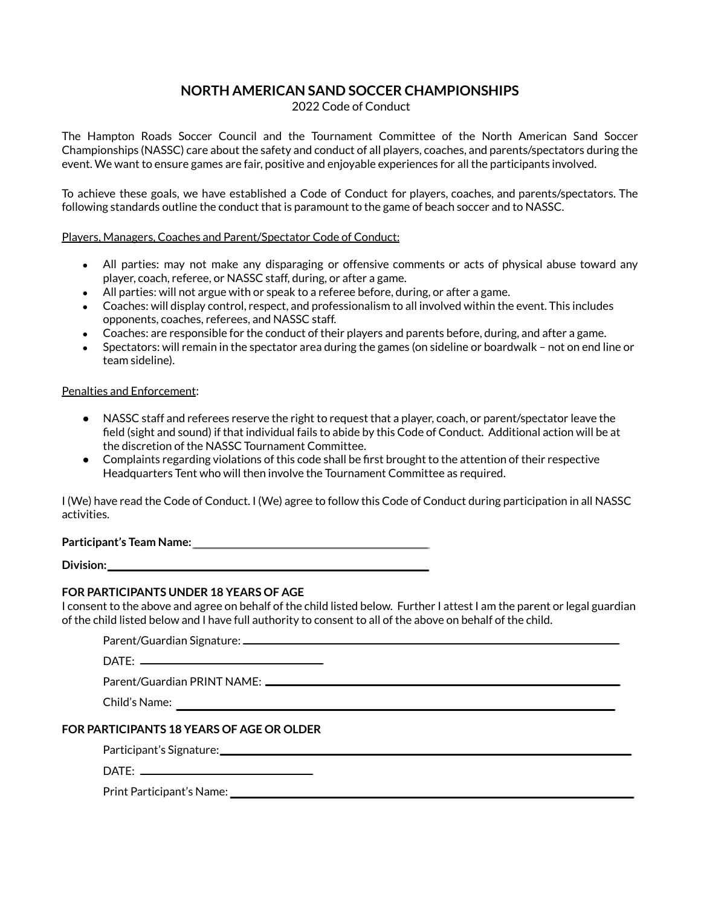# NORTH AMERICAN SAND SOCCER CHAMPIONSHIPS

2022 Code of Conduct

The Hampton Roads Soccer Council and the Tournament Committee of the North American Sand Soccer Championships (NASSC) care about the safety and conduct of all players, coaches, and parents/spectators during the event. We want to ensure games are fair, positive and enjoyable experiences for all the participants involved.

To achieve these goals, we have established a Code of Conduct for players, coaches, and parents/spectators. The following standards outline the conduct that is paramount to the game of beach soccer and to NASSC.

Players, Managers, Coaches and Parent/Spectator Code of Conduct:

- All parties: may not make any disparaging or offensive comments or acts of physical abuse toward any player, coach, referee, or NASSC staff, during, or after a game.
- All parties: will not argue with or speak to a referee before, during, or after a game.
- Coaches: will display control, respect, and professionalism to all involved within the event. This includes opponents, coaches, referees, and NASSC staff.
- Coaches: are responsible for the conduct of their players and parents before, during, and after a game.
- Spectators: will remain in the spectator area during the games (on sideline or boardwalk – not on end line or team sideline).

Penalties and Enforcement:

- NASSC staff and referees reserve the right to request that a player, coach, or parent/spectator leave the field (sight and sound) if that individual fails to abide by this Code of Conduct. Additional action will be at the discretion of the NASSC Tournament Committee.
- Complaints regarding violations of this code shall be first brought to the attention of their respective Headquarters Tent who will then involve the Tournament Committee as required.

I (We) have read the Code of Conduct. I (We) agree to follow this Code of Conduct during participation in all NASSC activities.

**Participant's Team Name:** ______________________________

**Division:** ______________________________

**FOR PARTICIPANTS UNDER 18 YEARS OF AGE**

I consent to the above and agree on behalf of the child listed below. Further I attest I am the parent or legal guardian of the child listed below and I have full authority to consent to all of the above on behalf of the child.

Parent/Guardian Signature: ______________________________

DATE: ______________________________

Parent/Guardian PRINT NAME: ______________________________

Child's Name: ______________________________

**FOR PARTICIPANTS 18 YEARS OF AGE OR OLDER**

Participant's Signature: ______________________________

DATE: ______________________________

Print Participant's Name: ______________________________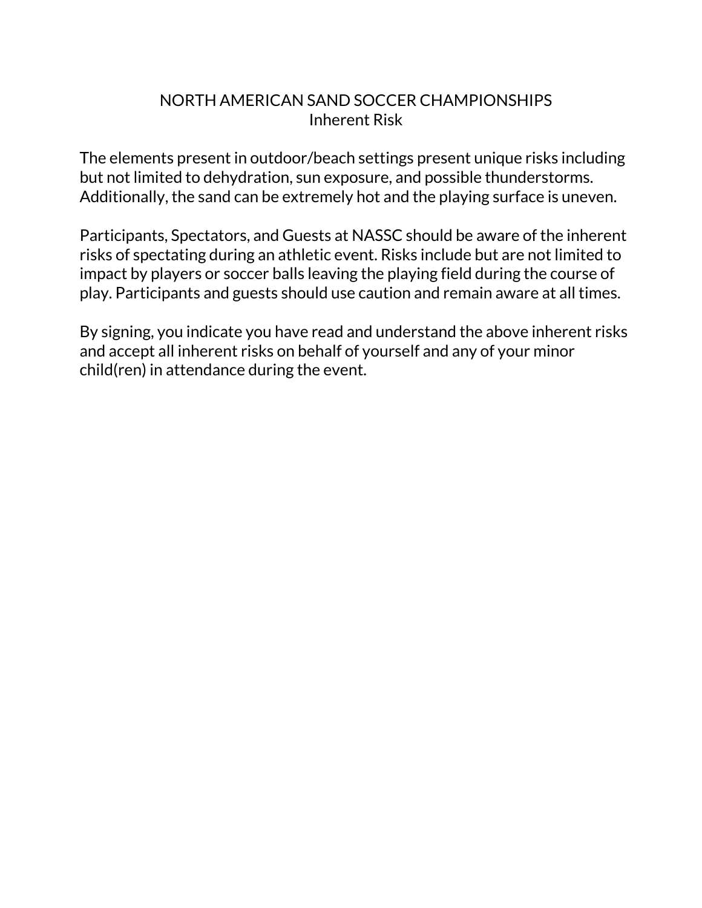# NORTH AMERICAN SAND SOCCER CHAMPIONSHIPS

## Inherent Risk

The elements present in outdoor/beach settings present unique risks including but not limited to dehydration, sun exposure, and possible thunderstorms. Additionally, the sand can be extremely hot and the playing surface is uneven.

Participants, Spectators, and Guests at NASSC should be aware of the inherent risks of spectating during an athletic event. Risks include but are not limited to impact by players or soccer balls leaving the playing field during the course of play. Participants and guests should use caution and remain aware at all times.

By signing, you indicate you have read and understand the above inherent risks and accept all inherent risks on behalf of yourself and any of your minor child(ren) in attendance during the event.